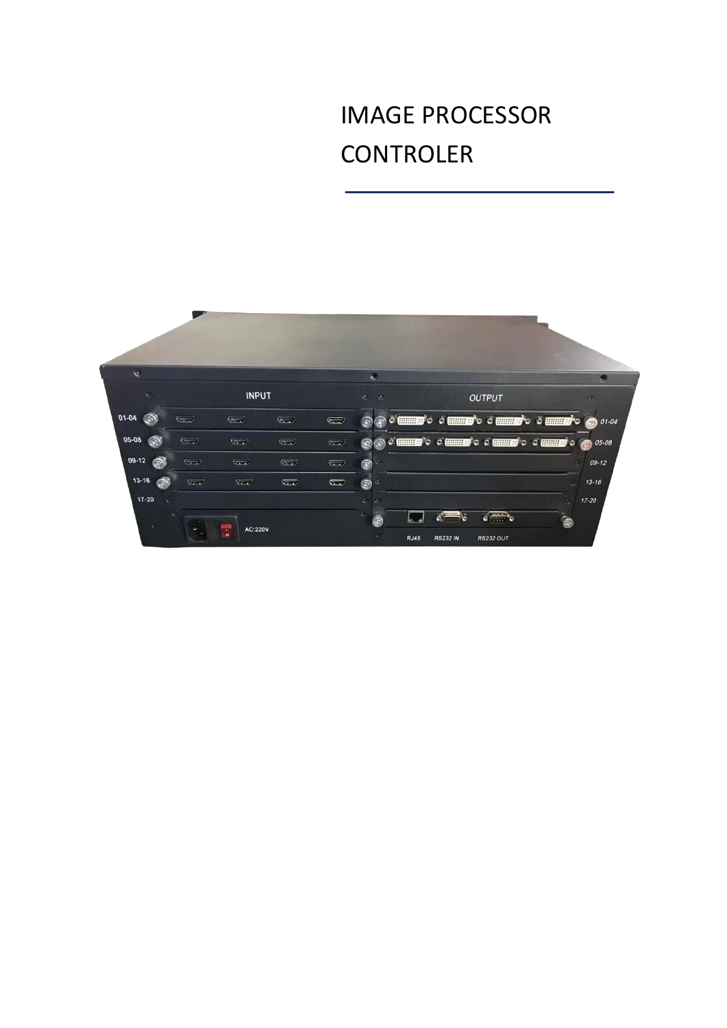# IMAGE PROCESSOR CONTROLER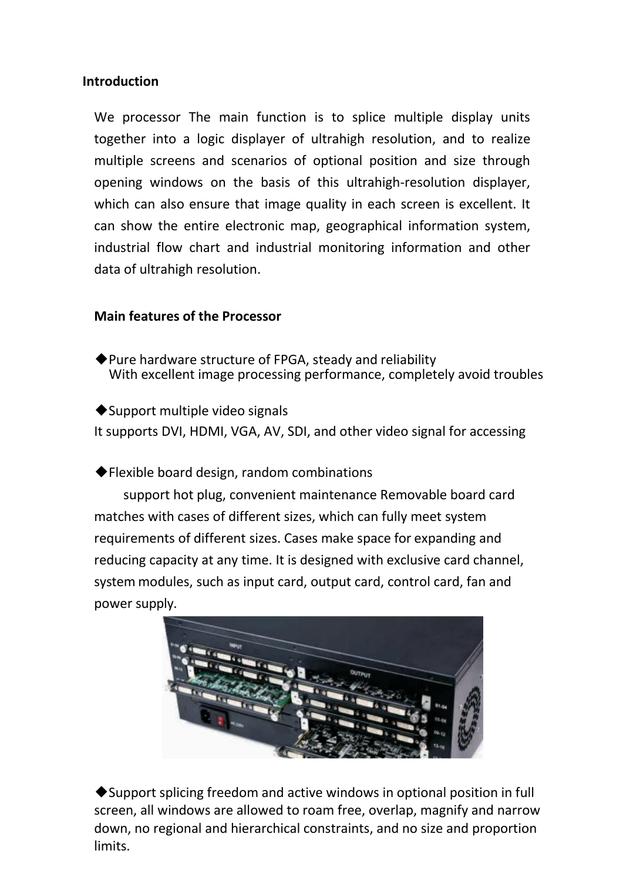## Introduction

We processor The main function is to splice multiple display units together into a logic displayer of ultrahigh resolution, and to realize multiple screens and scenarios of optional position and size through opening windows on the basis of this ultrahigh-resolution displayer, which can also ensure that image quality in each screen is excellent. It can show the entire electronic map, geographical information system, industrial flow chart and industrial monitoring information and other data of ultrahigh resolution.

### Main features of the Processor

◆Pure hardware structure of FPGA, steady and reliability
With excellent image processing performance, completely avoid troubles

◆Support multiple video signals
It supports DVI, HDMI, VGA, AV, SDI, and other video signal for accessing

◆Flexible board design, random combinations
support hot plug, convenient maintenance Removable board card matches with cases of different sizes, which can fully meet system requirements of different sizes. Cases make space for expanding and reducing capacity at any time. It is designed with exclusive card channel, system modules, such as input card, output card, control card, fan and power supply.

◆Support splicing freedom and active windows in optional position in full screen, all windows are allowed to roam free, overlap, magnify and narrow down, no regional and hierarchical constraints, and no size and proportion limits.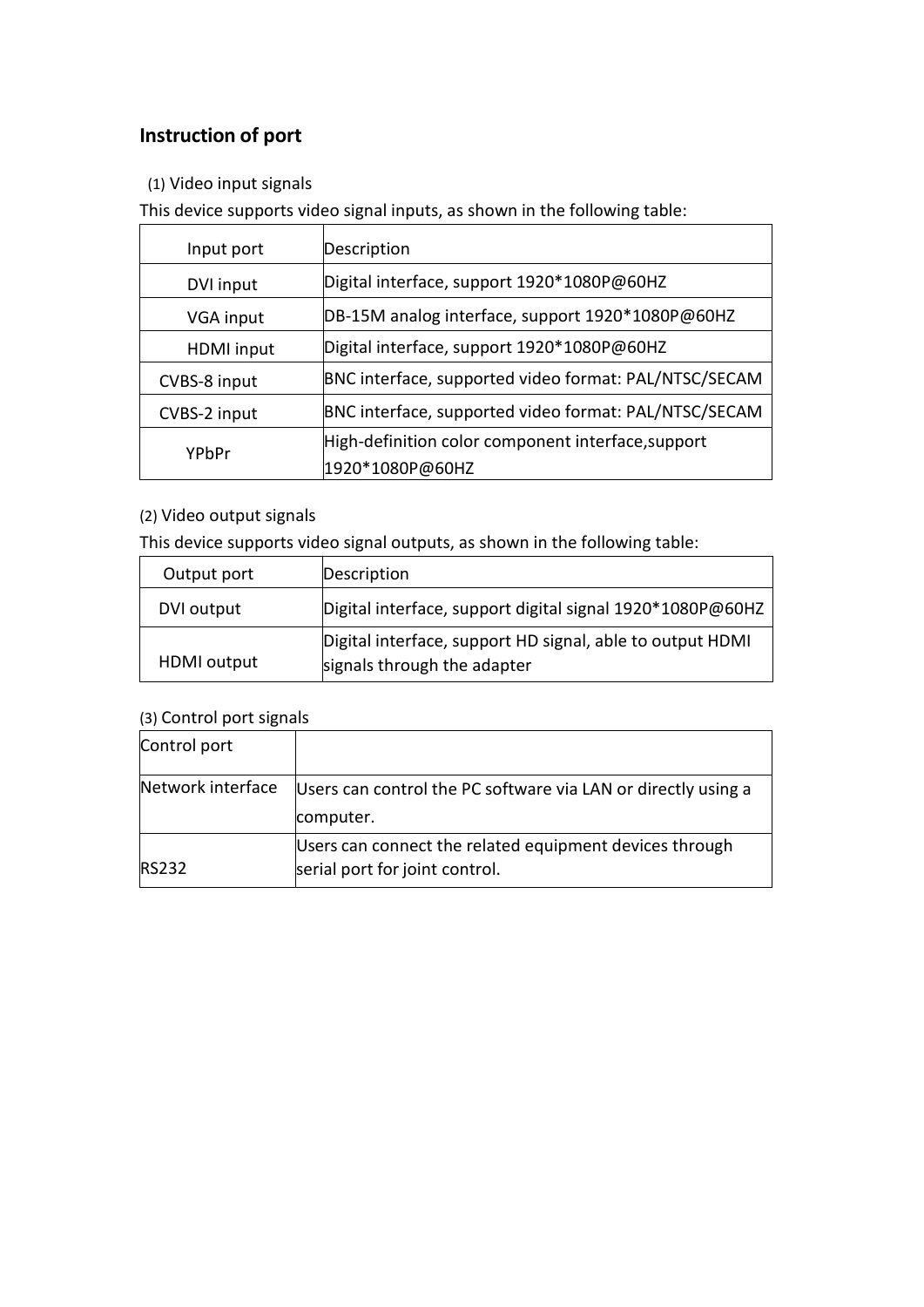## Instruction of port

(1) Video input signals

This device supports video signal inputs, as shown in the following table:

| Input port | Description |
| --- | --- |
| DVI input | Digital interface, support 1920*1080P@60HZ |
| VGA input | DB-15M analog interface, support 1920*1080P@60HZ |
| HDMI input | Digital interface, support 1920*1080P@60HZ |
| CVBS-8 input | BNC interface, supported video format: PAL/NTSC/SECAM |
| CVBS-2 input | BNC interface, supported video format: PAL/NTSC/SECAM |
| YPbPr | High-definition color component interface,support 1920*1080P@60HZ |

(2) Video output signals

This device supports video signal outputs, as shown in the following table:

| Output port | Description |
| --- | --- |
| DVI output | Digital interface, support digital signal 1920*1080P@60HZ |
| HDMI output | Digital interface, support HD signal, able to output HDMI signals through the adapter |

(3) Control port signals

| Control port | |
| --- | --- |
| Network interface | Users can control the PC software via LAN or directly using a computer. |
| RS232 | Users can connect the related equipment devices through serial port for joint control. |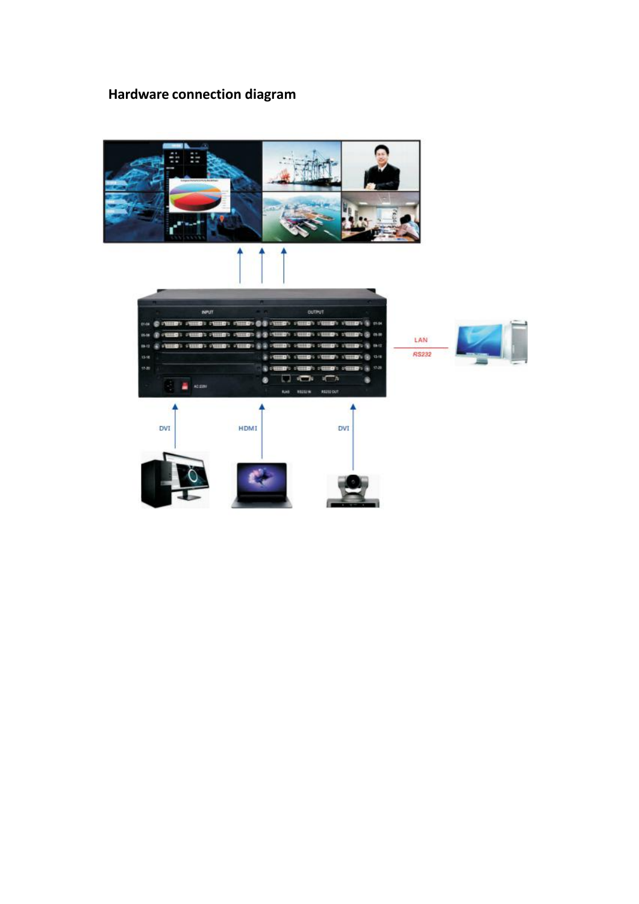# Hardware connection diagram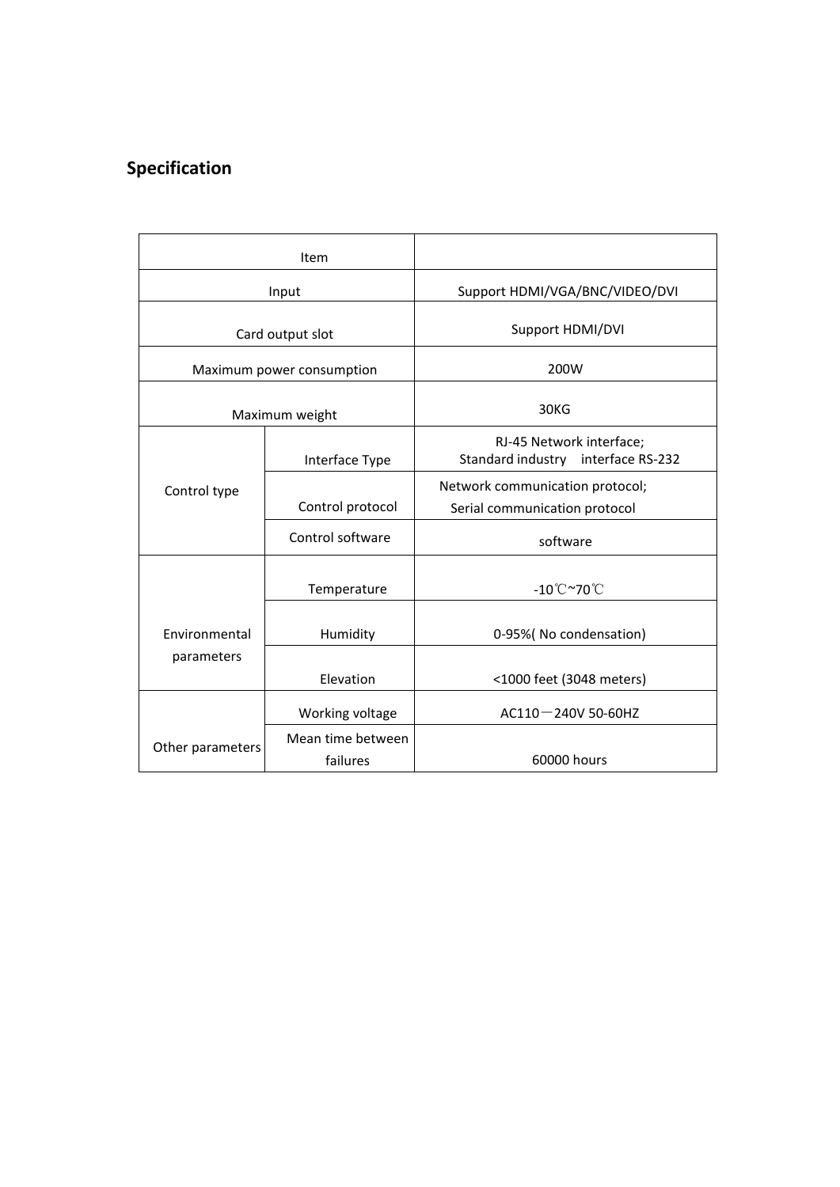## Specification

| Item | | |
|---|---|---|
| Input | | Support HDMI/VGA/BNC/VIDEO/DVI |
| Card output slot | | Support HDMI/DVI |
| Maximum power consumption | | 200W |
| Maximum weight | | 30KG |
| Control type | Interface Type | RJ-45 Network interface; Standard industry interface RS-232 |
| | Control protocol | Network communication protocol; Serial communication protocol |
| | Control software | software |
| Environmental parameters | Temperature | -10℃~70℃ |
| | Humidity | 0-95%( No condensation) |
| | Elevation | <1000 feet (3048 meters) |
| Other parameters | Working voltage | AC110－240V 50-60HZ |
| | Mean time between failures | 60000 hours |